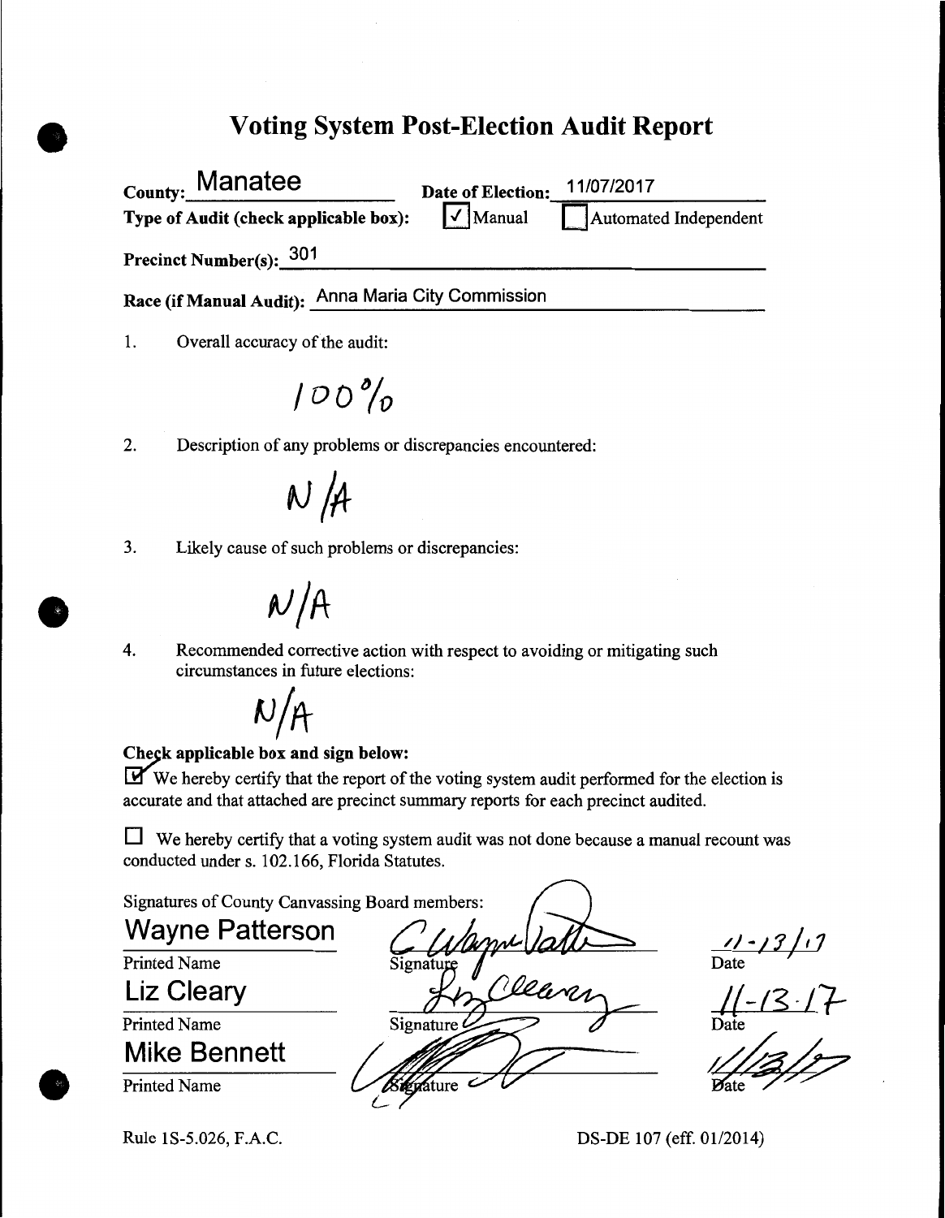# Voting System Post-Election Audit Report

**County:** Manatee **Date of Election:** 11/07/2017

**Type of Audit (check applicable box):** ☑ Manual ☐ Automated Independent

**Precinct Number(s):** 301

**Race (if Manual Audit):** Anna Maria City Commission

1. Overall accuracy of the audit:

   100%

2. Description of any problems or discrepancies encountered:

   N/A

3. Likely cause of such problems or discrepancies:

   N/A

4. Recommended corrective action with respect to avoiding or mitigating such circumstances in future elections:

   N/A

**Check applicable box and sign below:**

☑ We hereby certify that the report of the voting system audit performed for the election is accurate and that attached are precinct summary reports for each precinct audited.

☐ We hereby certify that a voting system audit was not done because a manual recount was conducted under s. 102.166, Florida Statutes.

Signatures of County Canvassing Board members:

| | | |
|---|---|---|
| Wayne Patterson | (signature) | 11-13-17 |
| Printed Name | Signature | Date |
| Liz Cleary | (signature) | 11-13-17 |
| Printed Name | Signature | Date |
| Mike Bennett | (signature) | 11/13/17 |
| Printed Name | Signature | Date |

Rule 1S-5.026, F.A.C. DS-DE 107 (eff. 01/2014)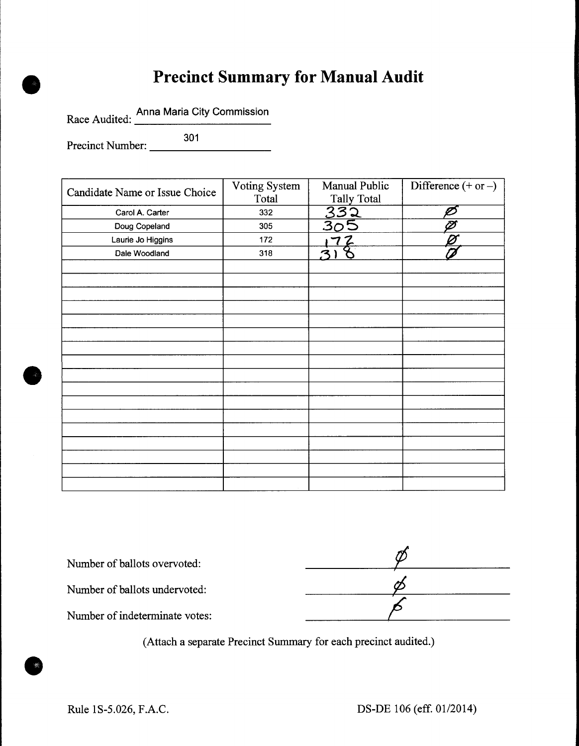# Precinct Summary for Manual Audit

Race Audited: Anna Maria City Commission

Precinct Number: 301

| Candidate Name or Issue Choice | Voting System Total | Manual Public Tally Total | Difference (+ or –) |
|---|---|---|---|
| Carol A. Carter | 332 | 332 | Ø |
| Doug Copeland | 305 | 305 | Ø |
| Laurie Jo Higgins | 172 | 172 | Ø |
| Dale Woodland | 318 | 318 | Ø |
| | | | |
| | | | |
| | | | |
| | | | |
| | | | |
| | | | |
| | | | |
| | | | |
| | | | |
| | | | |
| | | | |
| | | | |
| | | | |
| | | | |
| | | | |
| | | | |
| | | | |

Number of ballots overvoted: Ø

Number of ballots undervoted: Ø

Number of indeterminate votes: Ø

(Attach a separate Precinct Summary for each precinct audited.)

Rule 1S-5.026, F.A.C.

DS-DE 106 (eff. 01/2014)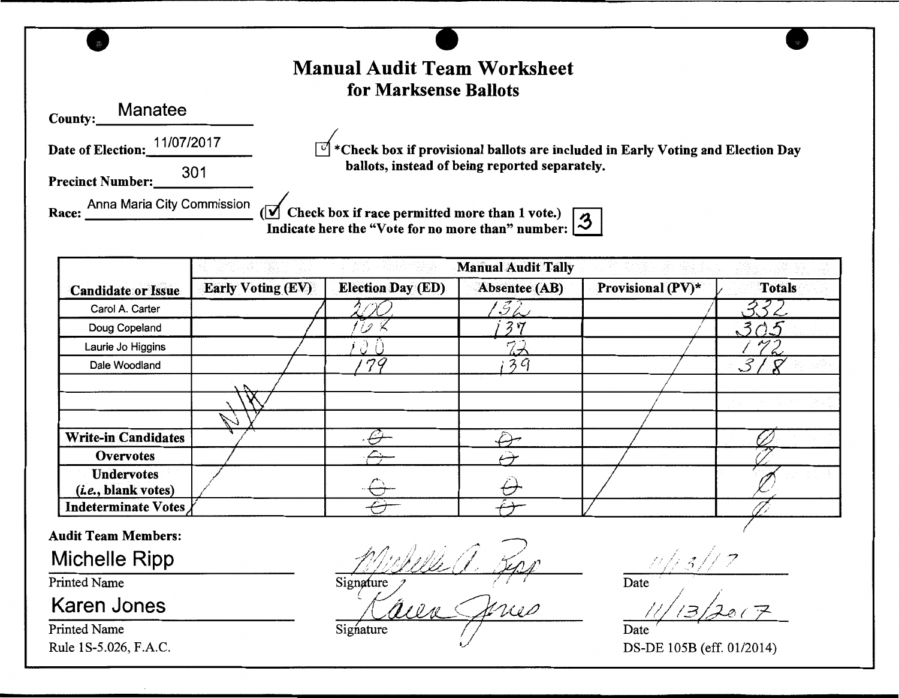# Manual Audit Team Worksheet
## for Marksense Ballots

**County:** Manatee

**Date of Election:** 11/07/2017

**Precinct Number:** 301

**Race:** Anna Maria City Commission

☑ *Check box if provisional ballots are included in Early Voting and Election Day ballots, instead of being reported separately.

(☑ Check box if race permitted more than 1 vote.) Indicate here the "Vote for no more than" number: 3

| | Manual Audit Tally | | | | |
|---|---|---|---|---|---|
| **Candidate or Issue** | **Early Voting (EV)** | **Election Day (ED)** | **Absentee (AB)** | **Provisional (PV)*** | **Totals** |
| Carol A. Carter | N/A | 200 | 132 | | 332 |
| Doug Copeland | | 168 | 137 | | 305 |
| Laurie Jo Higgins | | 100 | 72 | | 172 |
| Dale Woodland | | 179 | 139 | | 318 |
| | | | | | |
| | | | | | |
| | | | | | |
| **Write-in Candidates** | | 0 | 0 | | 0 |
| **Overvotes** | | 0 | 0 | | 0 |
| **Undervotes (*i.e.*, blank votes)** | | 0 | 0 | | 0 |
| **Indeterminate Votes** | | 0 | 0 | | 0 |

**Audit Team Members:**

Michelle Ripp
Printed Name — Signature: Michelle A. Ripp — Date: 11/13/17

Karen Jones
Printed Name — Signature: Karen Jones — Date: 11/13/2017

Rule 1S-5.026, F.A.C.

DS-DE 105B (eff. 01/2014)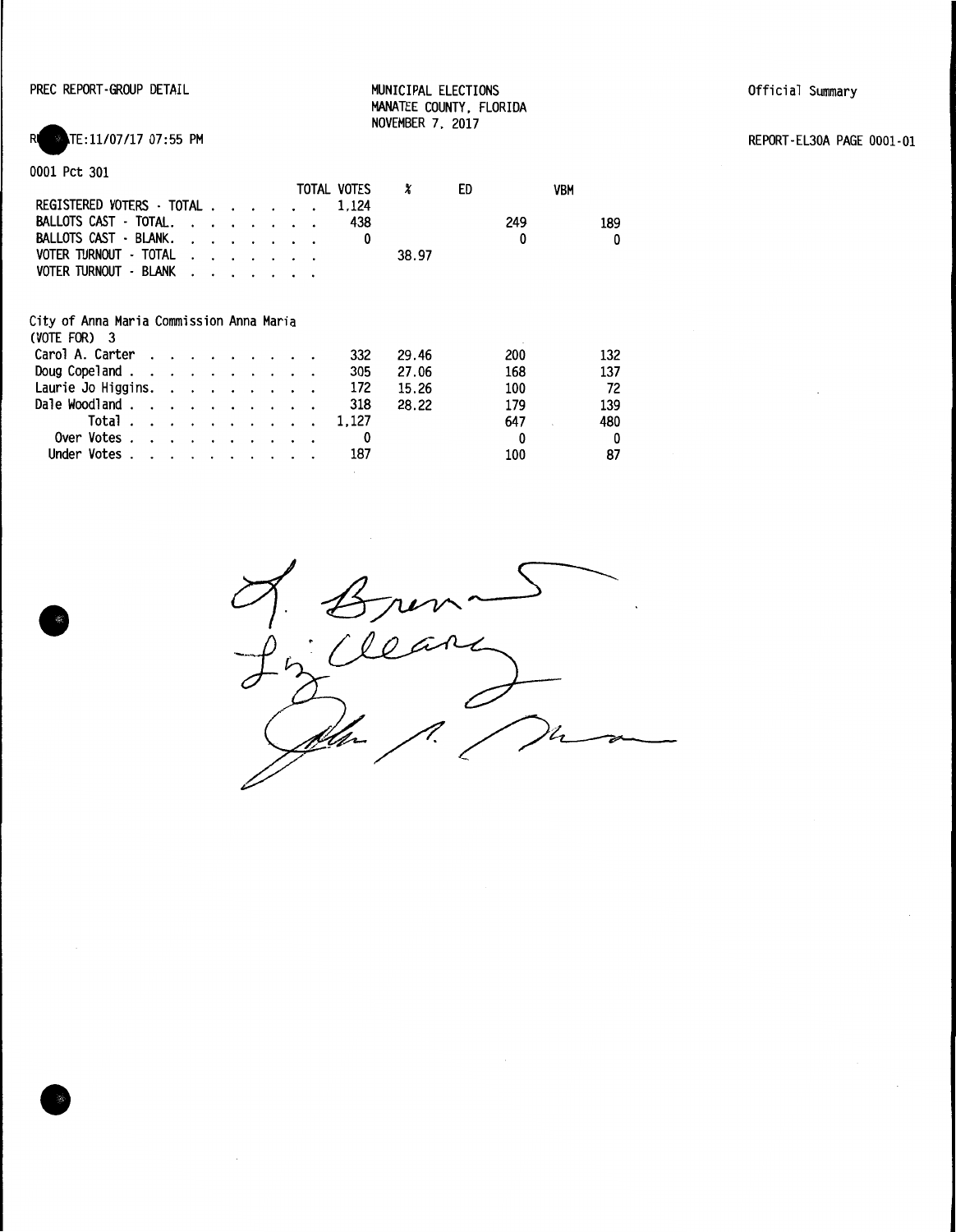PREC REPORT-GROUP DETAIL

MUNICIPAL ELECTIONS
MANATEE COUNTY, FLORIDA
NOVEMBER 7, 2017

Official Summary

RUN DATE:11/07/17 07:55 PM

REPORT-EL30A PAGE 0001-01

0001 Pct 301

| | TOTAL VOTES | % | ED | VBM |
|---|---|---|---|---|
| REGISTERED VOTERS - TOTAL | 1,124 | | | |
| BALLOTS CAST - TOTAL. | 438 | | 249 | 189 |
| BALLOTS CAST - BLANK. | 0 | | 0 | 0 |
| VOTER TURNOUT - TOTAL | | 38.97 | | |
| VOTER TURNOUT - BLANK | | | | |

City of Anna Maria Commission Anna Maria
(VOTE FOR) 3

| | TOTAL VOTES | % | ED | VBM |
|---|---|---|---|---|
| Carol A. Carter | 332 | 29.46 | 200 | 132 |
| Doug Copeland | 305 | 27.06 | 168 | 137 |
| Laurie Jo Higgins. | 172 | 15.26 | 100 | 72 |
| Dale Woodland | 318 | 28.22 | 179 | 139 |
| Total | 1,127 | | 647 | 480 |
| Over Votes | 0 | | 0 | 0 |
| Under Votes | 187 | | 100 | 87 |